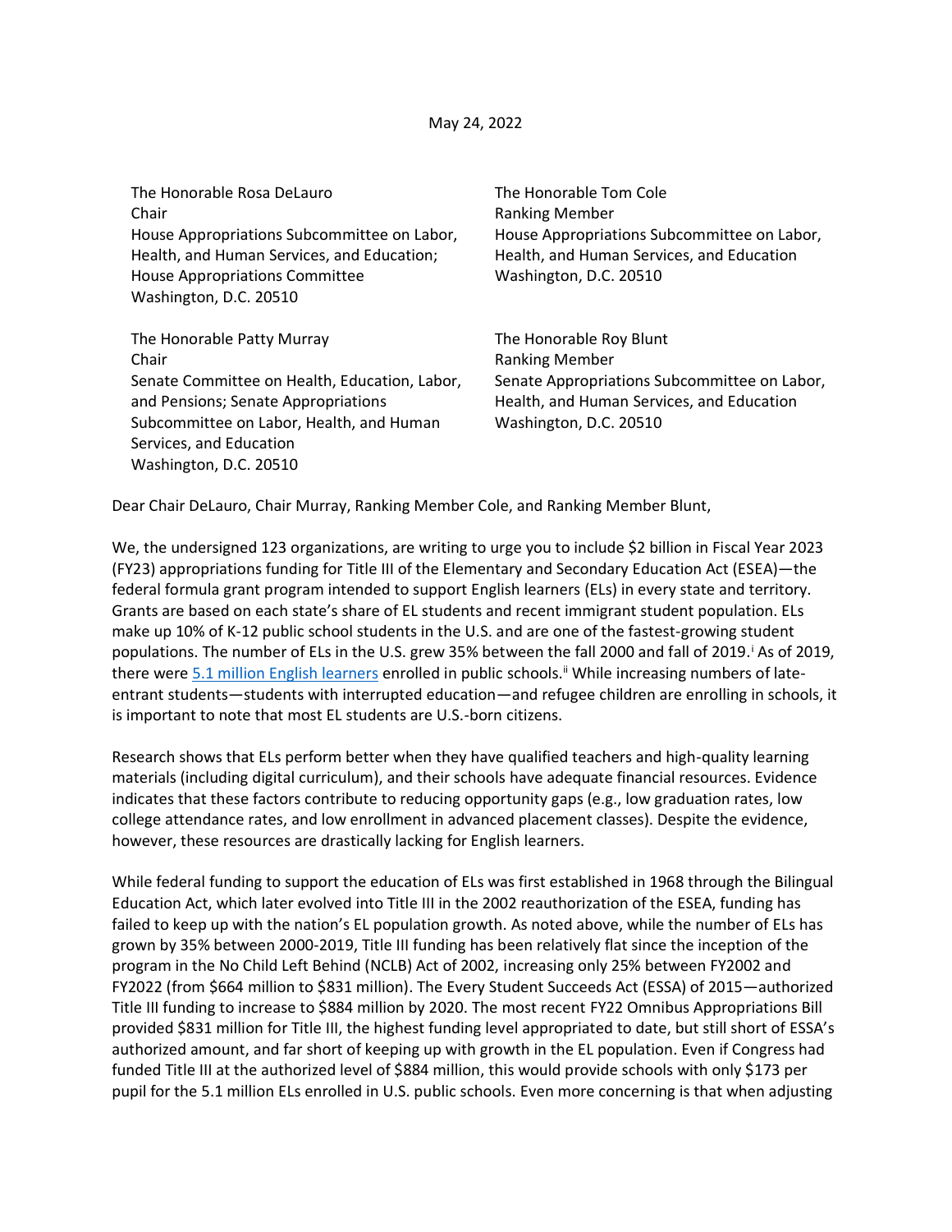May 24, 2022

The Honorable Rosa DeLauro
Chair
House Appropriations Subcommittee on Labor, Health, and Human Services, and Education; House Appropriations Committee
Washington, D.C. 20510

The Honorable Tom Cole
Ranking Member
House Appropriations Subcommittee on Labor, Health, and Human Services, and Education
Washington, D.C. 20510

The Honorable Patty Murray
Chair
Senate Committee on Health, Education, Labor, and Pensions; Senate Appropriations Subcommittee on Labor, Health, and Human Services, and Education
Washington, D.C. 20510

The Honorable Roy Blunt
Ranking Member
Senate Appropriations Subcommittee on Labor, Health, and Human Services, and Education
Washington, D.C. 20510

Dear Chair DeLauro, Chair Murray, Ranking Member Cole, and Ranking Member Blunt,

We, the undersigned 123 organizations, are writing to urge you to include $2 billion in Fiscal Year 2023 (FY23) appropriations funding for Title III of the Elementary and Secondary Education Act (ESEA)—the federal formula grant program intended to support English learners (ELs) in every state and territory. Grants are based on each state's share of EL students and recent immigrant student population. ELs make up 10% of K-12 public school students in the U.S. and are one of the fastest-growing student populations. The number of ELs in the U.S. grew 35% between the fall 2000 and fall of 2019.[i] As of 2019, there were [5.1 million English learners] enrolled in public schools.[ii] While increasing numbers of late-entrant students—students with interrupted education—and refugee children are enrolling in schools, it is important to note that most EL students are U.S.-born citizens.

Research shows that ELs perform better when they have qualified teachers and high-quality learning materials (including digital curriculum), and their schools have adequate financial resources. Evidence indicates that these factors contribute to reducing opportunity gaps (e.g., low graduation rates, low college attendance rates, and low enrollment in advanced placement classes). Despite the evidence, however, these resources are drastically lacking for English learners.

While federal funding to support the education of ELs was first established in 1968 through the Bilingual Education Act, which later evolved into Title III in the 2002 reauthorization of the ESEA, funding has failed to keep up with the nation's EL population growth. As noted above, while the number of ELs has grown by 35% between 2000-2019, Title III funding has been relatively flat since the inception of the program in the No Child Left Behind (NCLB) Act of 2002, increasing only 25% between FY2002 and FY2022 (from $664 million to $831 million). The Every Student Succeeds Act (ESSA) of 2015—authorized Title III funding to increase to $884 million by 2020. The most recent FY22 Omnibus Appropriations Bill provided $831 million for Title III, the highest funding level appropriated to date, but still short of ESSA's authorized amount, and far short of keeping up with growth in the EL population. Even if Congress had funded Title III at the authorized level of $884 million, this would provide schools with only $173 per pupil for the 5.1 million ELs enrolled in U.S. public schools. Even more concerning is that when adjusting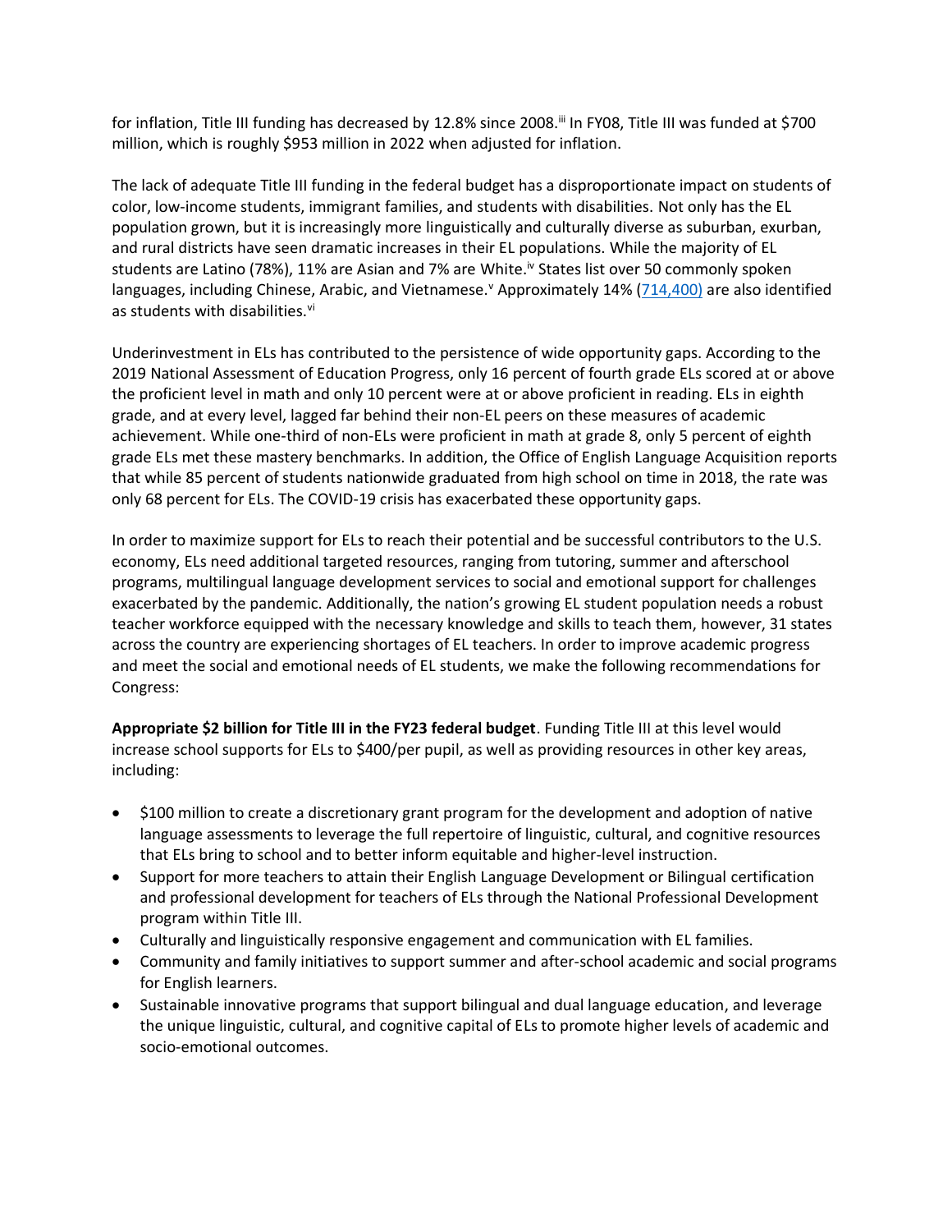for inflation, Title III funding has decreased by 12.8% since 2008.[iii] In FY08, Title III was funded at $700 million, which is roughly $953 million in 2022 when adjusted for inflation.

The lack of adequate Title III funding in the federal budget has a disproportionate impact on students of color, low-income students, immigrant families, and students with disabilities. Not only has the EL population grown, but it is increasingly more linguistically and culturally diverse as suburban, exurban, and rural districts have seen dramatic increases in their EL populations. While the majority of EL students are Latino (78%), 11% are Asian and 7% are White.[iv] States list over 50 commonly spoken languages, including Chinese, Arabic, and Vietnamese.[v] Approximately 14% (714,400) are also identified as students with disabilities.[vi]

Underinvestment in ELs has contributed to the persistence of wide opportunity gaps. According to the 2019 National Assessment of Education Progress, only 16 percent of fourth grade ELs scored at or above the proficient level in math and only 10 percent were at or above proficient in reading. ELs in eighth grade, and at every level, lagged far behind their non-EL peers on these measures of academic achievement. While one-third of non-ELs were proficient in math at grade 8, only 5 percent of eighth grade ELs met these mastery benchmarks. In addition, the Office of English Language Acquisition reports that while 85 percent of students nationwide graduated from high school on time in 2018, the rate was only 68 percent for ELs. The COVID-19 crisis has exacerbated these opportunity gaps.

In order to maximize support for ELs to reach their potential and be successful contributors to the U.S. economy, ELs need additional targeted resources, ranging from tutoring, summer and afterschool programs, multilingual language development services to social and emotional support for challenges exacerbated by the pandemic. Additionally, the nation's growing EL student population needs a robust teacher workforce equipped with the necessary knowledge and skills to teach them, however, 31 states across the country are experiencing shortages of EL teachers. In order to improve academic progress and meet the social and emotional needs of EL students, we make the following recommendations for Congress:

**Appropriate $2 billion for Title III in the FY23 federal budget**. Funding Title III at this level would increase school supports for ELs to $400/per pupil, as well as providing resources in other key areas, including:

- $100 million to create a discretionary grant program for the development and adoption of native language assessments to leverage the full repertoire of linguistic, cultural, and cognitive resources that ELs bring to school and to better inform equitable and higher-level instruction.
- Support for more teachers to attain their English Language Development or Bilingual certification and professional development for teachers of ELs through the National Professional Development program within Title III.
- Culturally and linguistically responsive engagement and communication with EL families.
- Community and family initiatives to support summer and after-school academic and social programs for English learners.
- Sustainable innovative programs that support bilingual and dual language education, and leverage the unique linguistic, cultural, and cognitive capital of ELs to promote higher levels of academic and socio-emotional outcomes.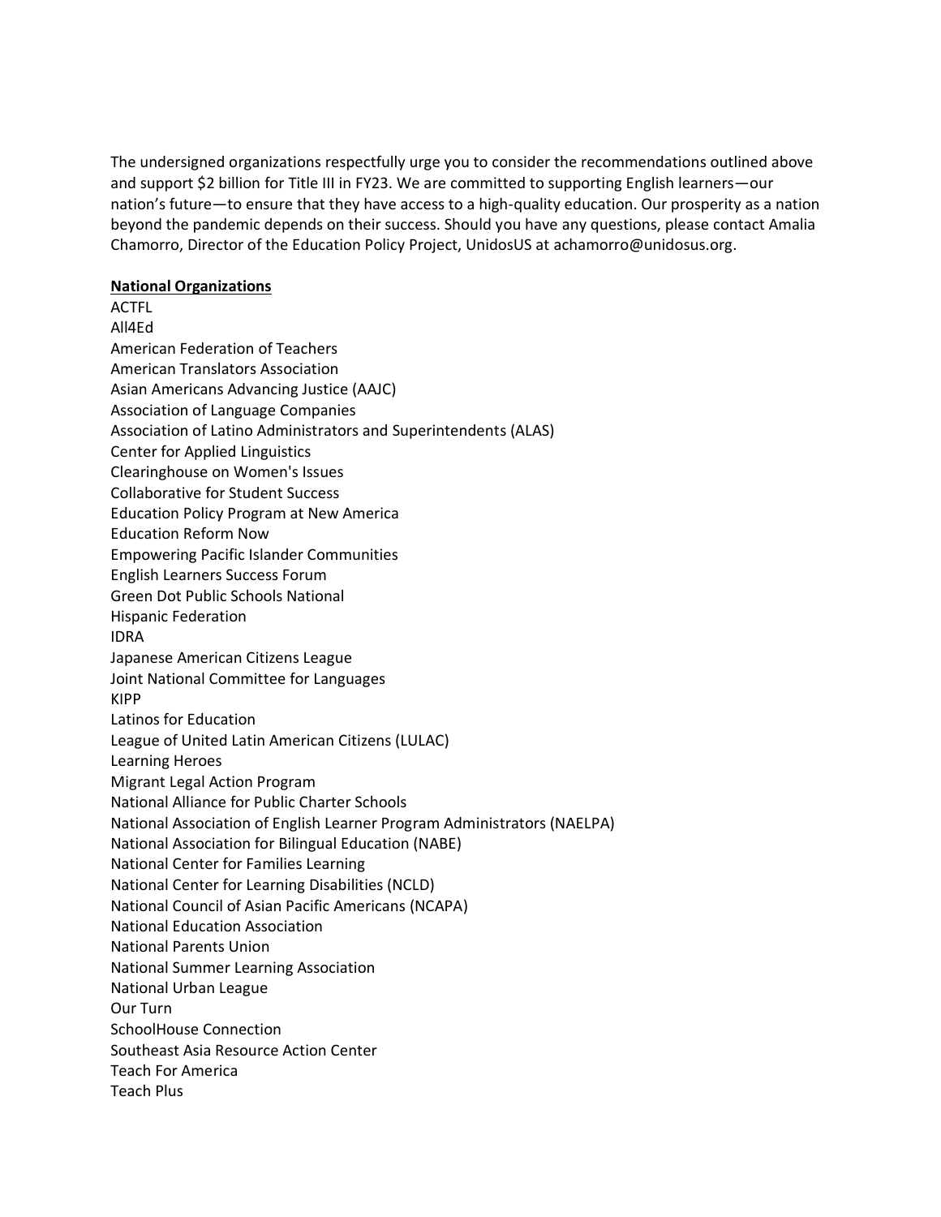The undersigned organizations respectfully urge you to consider the recommendations outlined above and support $2 billion for Title III in FY23. We are committed to supporting English learners—our nation's future—to ensure that they have access to a high-quality education. Our prosperity as a nation beyond the pandemic depends on their success. Should you have any questions, please contact Amalia Chamorro, Director of the Education Policy Project, UnidosUS at achamorro@unidosus.org.

**National Organizations**

ACTFL
All4Ed
American Federation of Teachers
American Translators Association
Asian Americans Advancing Justice (AAJC)
Association of Language Companies
Association of Latino Administrators and Superintendents (ALAS)
Center for Applied Linguistics
Clearinghouse on Women's Issues
Collaborative for Student Success
Education Policy Program at New America
Education Reform Now
Empowering Pacific Islander Communities
English Learners Success Forum
Green Dot Public Schools National
Hispanic Federation
IDRA
Japanese American Citizens League
Joint National Committee for Languages
KIPP
Latinos for Education
League of United Latin American Citizens (LULAC)
Learning Heroes
Migrant Legal Action Program
National Alliance for Public Charter Schools
National Association of English Learner Program Administrators (NAELPA)
National Association for Bilingual Education (NABE)
National Center for Families Learning
National Center for Learning Disabilities (NCLD)
National Council of Asian Pacific Americans (NCAPA)
National Education Association
National Parents Union
National Summer Learning Association
National Urban League
Our Turn
SchoolHouse Connection
Southeast Asia Resource Action Center
Teach For America
Teach Plus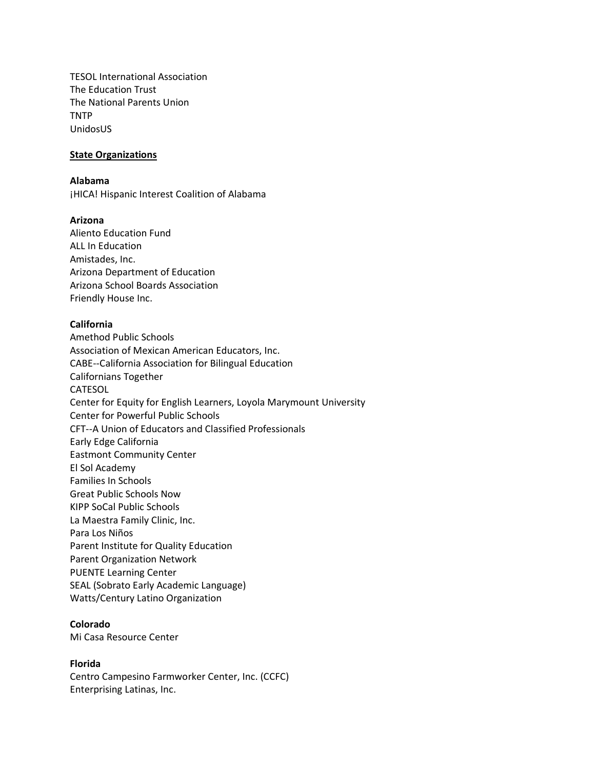TESOL International Association
The Education Trust
The National Parents Union
TNTP
UnidosUS

**State Organizations**

**Alabama**
¡HICA! Hispanic Interest Coalition of Alabama

**Arizona**
Aliento Education Fund
ALL In Education
Amistades, Inc.
Arizona Department of Education
Arizona School Boards Association
Friendly House Inc.

**California**
Amethod Public Schools
Association of Mexican American Educators, Inc.
CABE--California Association for Bilingual Education
Californians Together
CATESOL
Center for Equity for English Learners, Loyola Marymount University
Center for Powerful Public Schools
CFT--A Union of Educators and Classified Professionals
Early Edge California
Eastmont Community Center
El Sol Academy
Families In Schools
Great Public Schools Now
KIPP SoCal Public Schools
La Maestra Family Clinic, Inc.
Para Los Niños
Parent Institute for Quality Education
Parent Organization Network
PUENTE Learning Center
SEAL (Sobrato Early Academic Language)
Watts/Century Latino Organization

**Colorado**
Mi Casa Resource Center

**Florida**
Centro Campesino Farmworker Center, Inc. (CCFC)
Enterprising Latinas, Inc.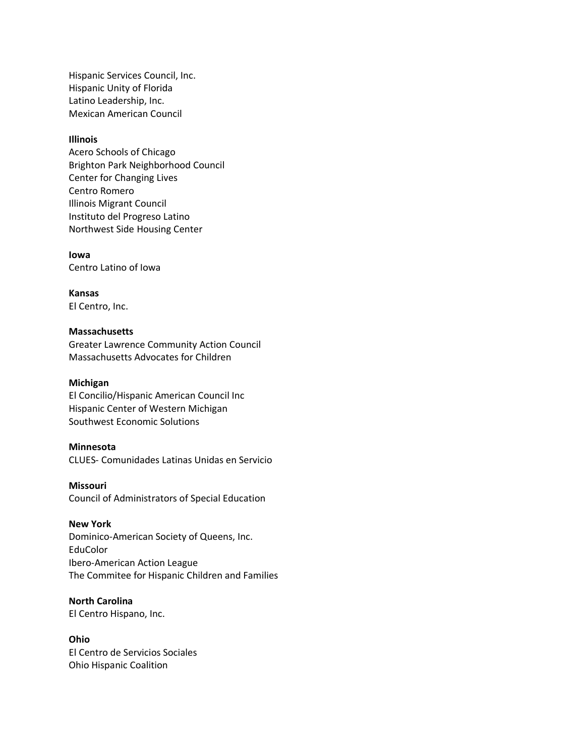Hispanic Services Council, Inc.
Hispanic Unity of Florida
Latino Leadership, Inc.
Mexican American Council

**Illinois**
Acero Schools of Chicago
Brighton Park Neighborhood Council
Center for Changing Lives
Centro Romero
Illinois Migrant Council
Instituto del Progreso Latino
Northwest Side Housing Center

**Iowa**
Centro Latino of Iowa

**Kansas**
El Centro, Inc.

**Massachusetts**
Greater Lawrence Community Action Council
Massachusetts Advocates for Children

**Michigan**
El Concilio/Hispanic American Council Inc
Hispanic Center of Western Michigan
Southwest Economic Solutions

**Minnesota**
CLUES- Comunidades Latinas Unidas en Servicio

**Missouri**
Council of Administrators of Special Education

**New York**
Dominico-American Society of Queens, Inc.
EduColor
Ibero-American Action League
The Commitee for Hispanic Children and Families

**North Carolina**
El Centro Hispano, Inc.

**Ohio**
El Centro de Servicios Sociales
Ohio Hispanic Coalition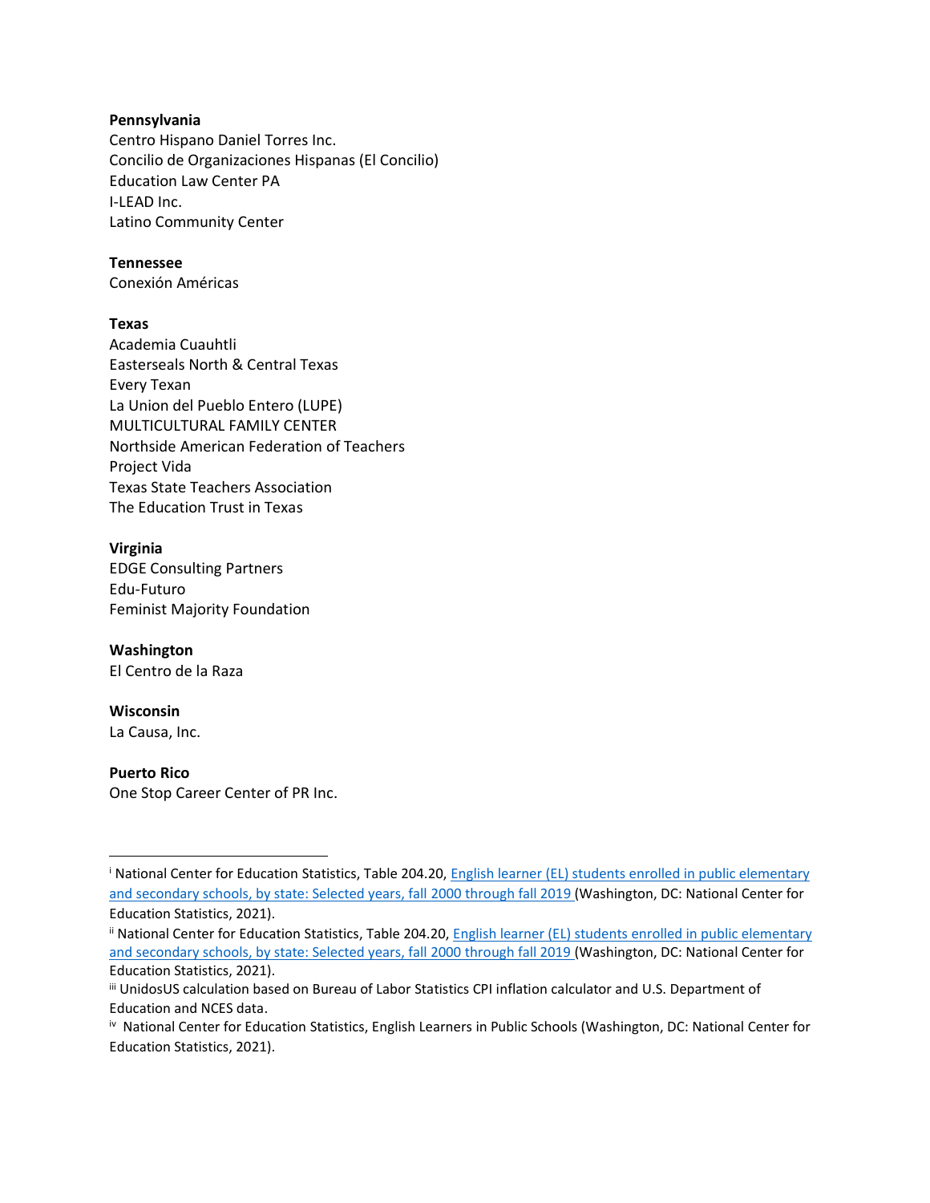**Pennsylvania**
Centro Hispano Daniel Torres Inc.
Concilio de Organizaciones Hispanas (El Concilio)
Education Law Center PA
I-LEAD Inc.
Latino Community Center

**Tennessee**
Conexión Américas

**Texas**
Academia Cuauhtli
Easterseals North & Central Texas
Every Texan
La Union del Pueblo Entero (LUPE)
MULTICULTURAL FAMILY CENTER
Northside American Federation of Teachers
Project Vida
Texas State Teachers Association
The Education Trust in Texas

**Virginia**
EDGE Consulting Partners
Edu-Futuro
Feminist Majority Foundation

**Washington**
El Centro de la Raza

**Wisconsin**
La Causa, Inc.

**Puerto Rico**
One Stop Career Center of PR Inc.

---

[i] National Center for Education Statistics, Table 204.20, [English learner (EL) students enrolled in public elementary and secondary schools, by state: Selected years, fall 2000 through fall 2019](#) (Washington, DC: National Center for Education Statistics, 2021).

[ii] National Center for Education Statistics, Table 204.20, [English learner (EL) students enrolled in public elementary and secondary schools, by state: Selected years, fall 2000 through fall 2019](#) (Washington, DC: National Center for Education Statistics, 2021).

[iii] UnidosUS calculation based on Bureau of Labor Statistics CPI inflation calculator and U.S. Department of Education and NCES data.

[iv] National Center for Education Statistics, English Learners in Public Schools (Washington, DC: National Center for Education Statistics, 2021).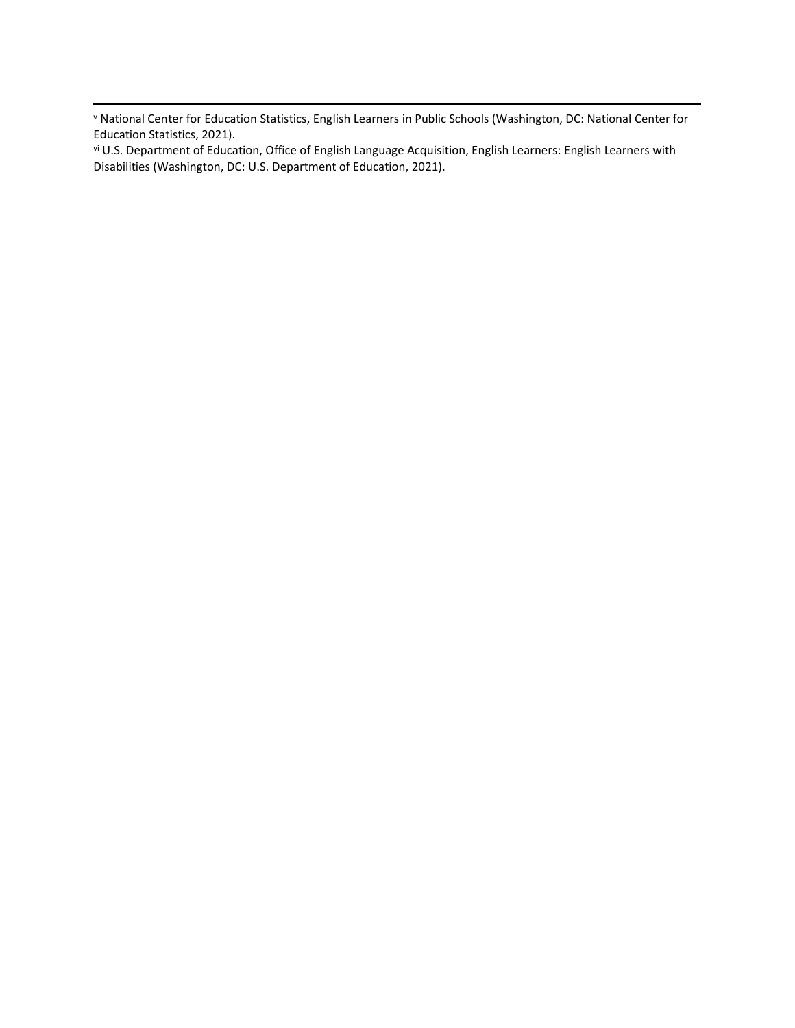---

[v] National Center for Education Statistics, English Learners in Public Schools (Washington, DC: National Center for Education Statistics, 2021).

[vi] U.S. Department of Education, Office of English Language Acquisition, English Learners: English Learners with Disabilities (Washington, DC: U.S. Department of Education, 2021).